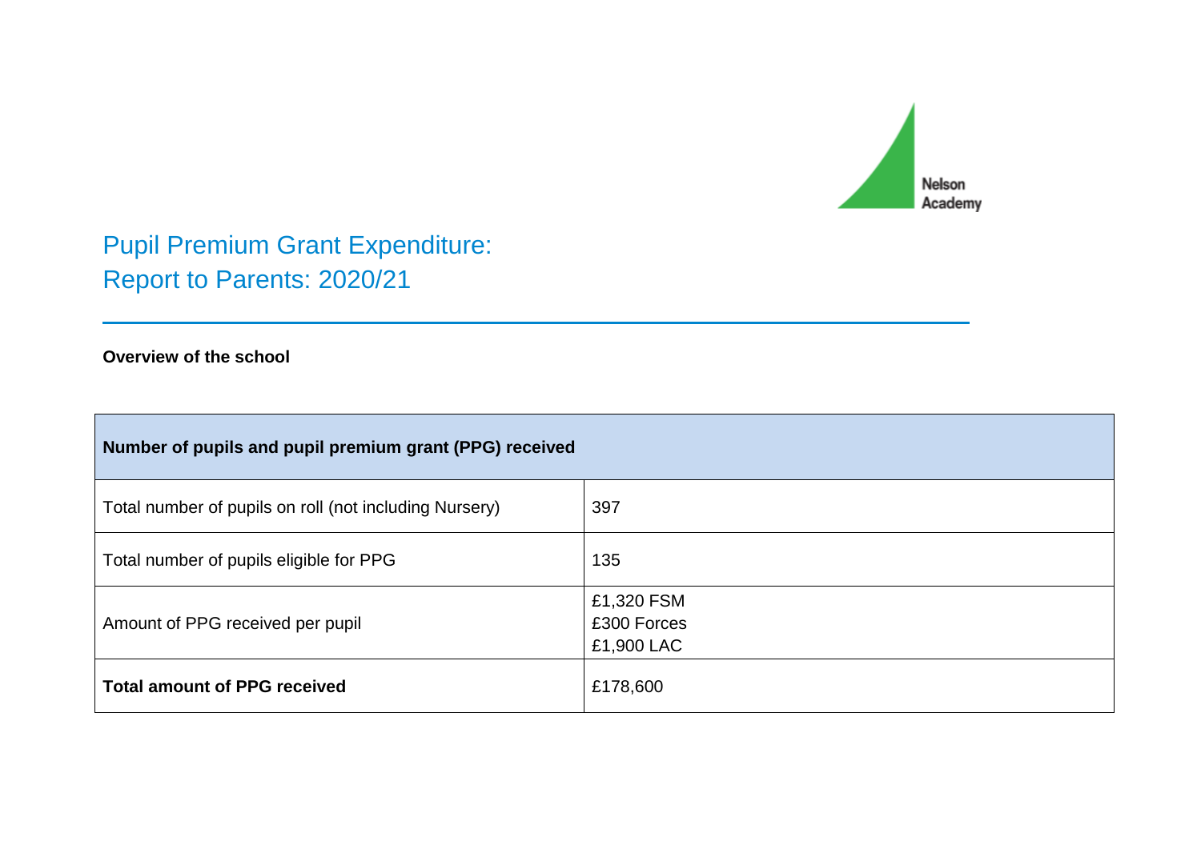Nelson Academy

# Pupil Premium Grant Expenditure: Report to Parents: 2020/21

**Overview of the school**

| **Number of pupils and pupil premium grant (PPG) received** | |
|---|---|
| Total number of pupils on roll (not including Nursery) | 397 |
| Total number of pupils eligible for PPG | 135 |
| Amount of PPG received per pupil | £1,320 FSM<br>£300 Forces<br>£1,900 LAC |
| **Total amount of PPG received** | £178,600 |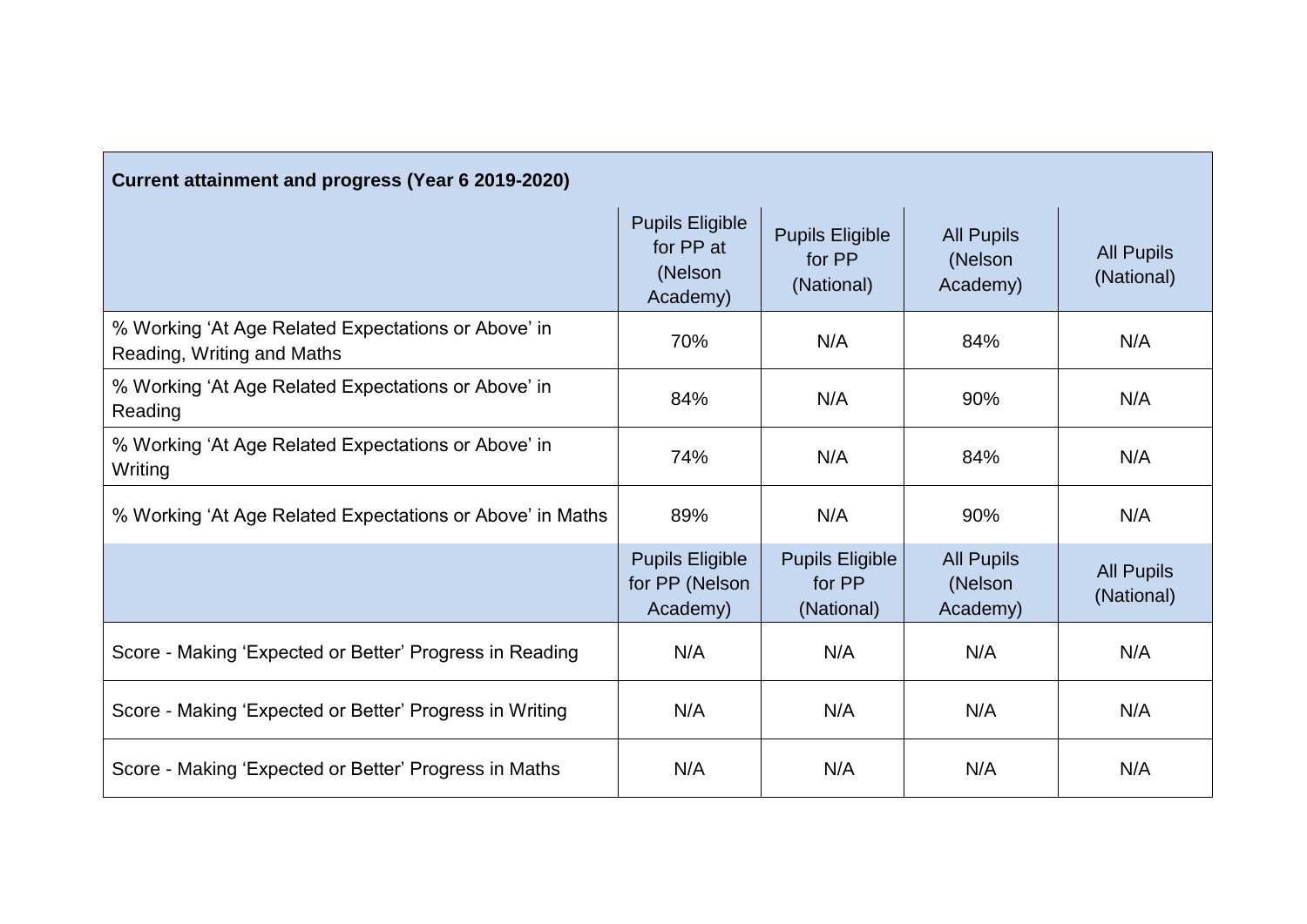| **Current attainment and progress (Year 6 2019-2020)** | | | | |
|---|---|---|---|---|
| | Pupils Eligible for PP at (Nelson Academy) | Pupils Eligible for PP (National) | All Pupils (Nelson Academy) | All Pupils (National) |
| % Working 'At Age Related Expectations or Above' in Reading, Writing and Maths | 70% | N/A | 84% | N/A |
| % Working 'At Age Related Expectations or Above' in Reading | 84% | N/A | 90% | N/A |
| % Working 'At Age Related Expectations or Above' in Writing | 74% | N/A | 84% | N/A |
| % Working 'At Age Related Expectations or Above' in Maths | 89% | N/A | 90% | N/A |
| | Pupils Eligible for PP (Nelson Academy) | Pupils Eligible for PP (National) | All Pupils (Nelson Academy) | All Pupils (National) |
| Score - Making 'Expected or Better' Progress in Reading | N/A | N/A | N/A | N/A |
| Score - Making 'Expected or Better' Progress in Writing | N/A | N/A | N/A | N/A |
| Score - Making 'Expected or Better' Progress in Maths | N/A | N/A | N/A | N/A |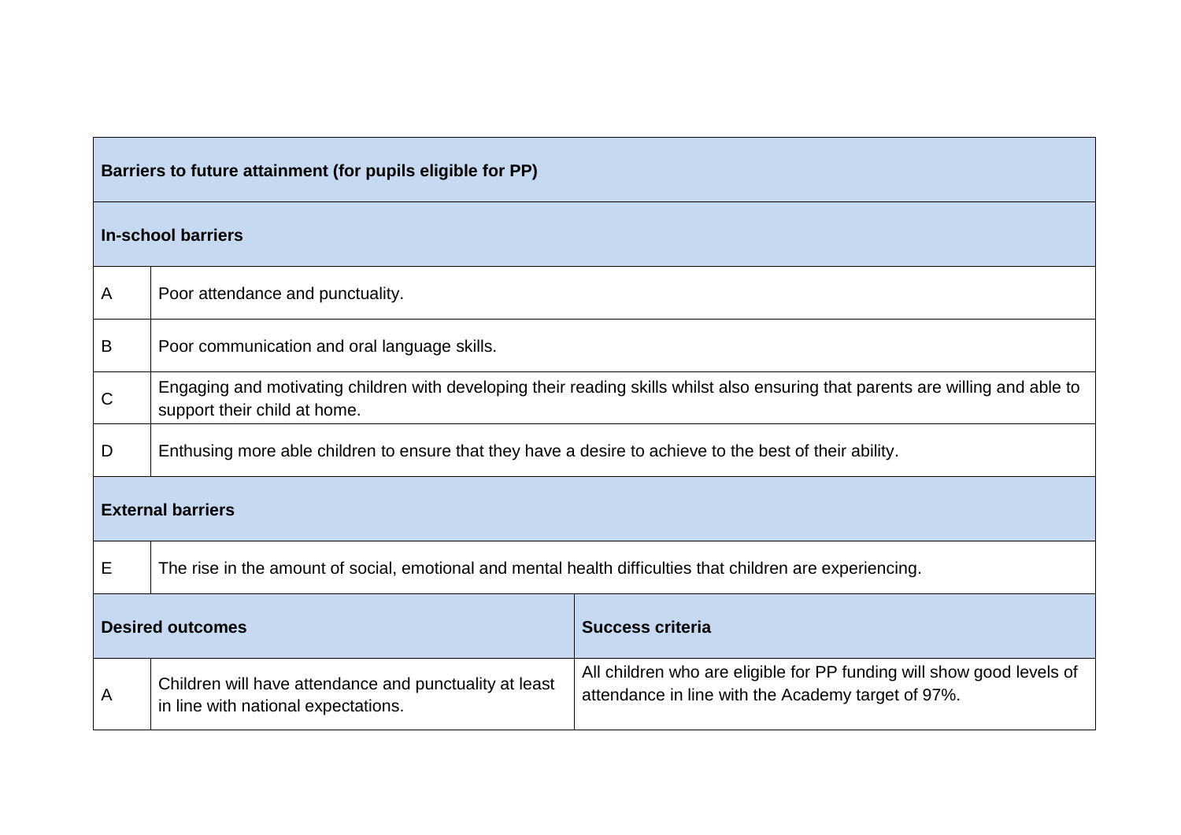| Barriers to future attainment (for pupils eligible for PP) | | |
|---|---|---|
| **In-school barriers** | | |
| A | Poor attendance and punctuality. | |
| B | Poor communication and oral language skills. | |
| C | Engaging and motivating children with developing their reading skills whilst also ensuring that parents are willing and able to support their child at home. | |
| D | Enthusing more able children to ensure that they have a desire to achieve to the best of their ability. | |
| **External barriers** | | |
| E | The rise in the amount of social, emotional and mental health difficulties that children are experiencing. | |
| **Desired outcomes** | | **Success criteria** |
| A | Children will have attendance and punctuality at least in line with national expectations. | All children who are eligible for PP funding will show good levels of attendance in line with the Academy target of 97%. |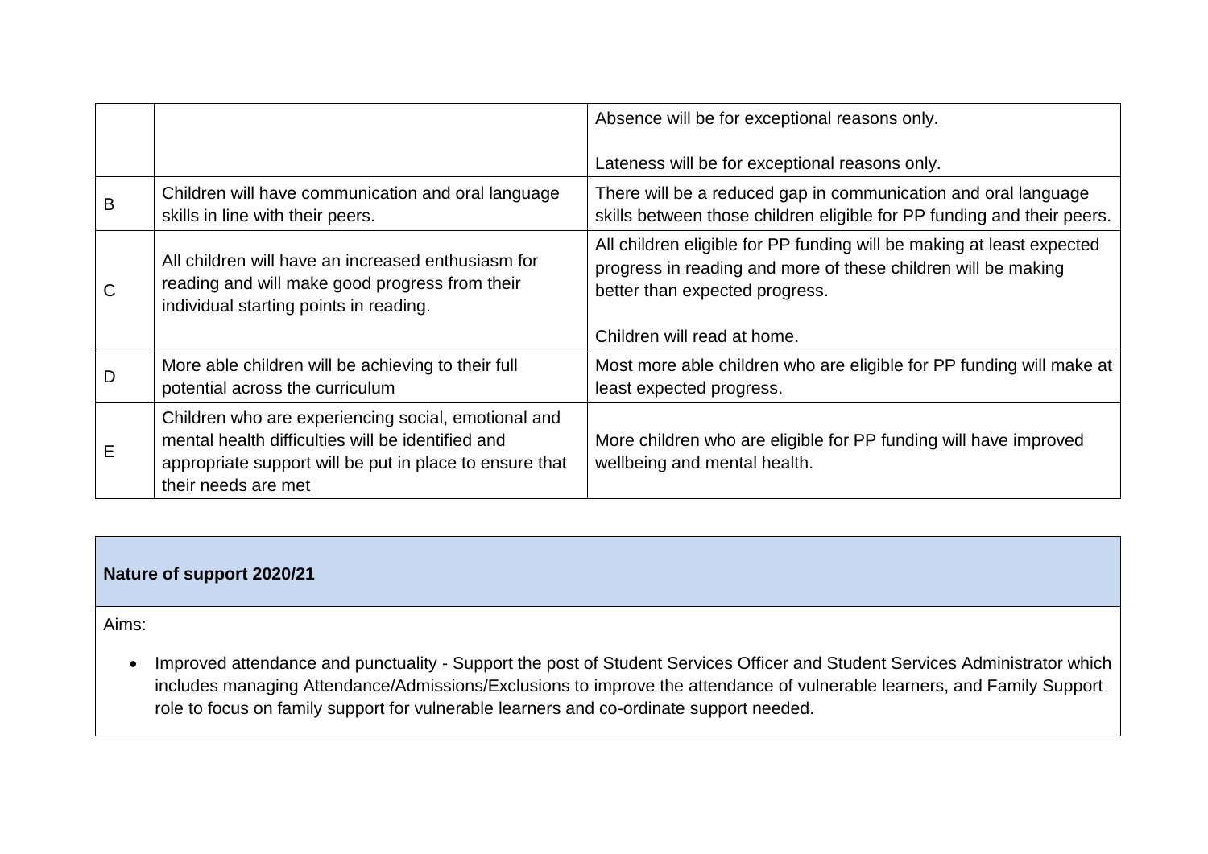| | | |
|---|---|---|
| | | Absence will be for exceptional reasons only.<br><br>Lateness will be for exceptional reasons only. |
| B | Children will have communication and oral language skills in line with their peers. | There will be a reduced gap in communication and oral language skills between those children eligible for PP funding and their peers. |
| C | All children will have an increased enthusiasm for reading and will make good progress from their individual starting points in reading. | All children eligible for PP funding will be making at least expected progress in reading and more of these children will be making better than expected progress.<br><br>Children will read at home. |
| D | More able children will be achieving to their full potential across the curriculum | Most more able children who are eligible for PP funding will make at least expected progress. |
| E | Children who are experiencing social, emotional and mental health difficulties will be identified and appropriate support will be put in place to ensure that their needs are met | More children who are eligible for PP funding will have improved wellbeing and mental health. |

**Nature of support 2020/21**

Aims:

- Improved attendance and punctuality - Support the post of Student Services Officer and Student Services Administrator which includes managing Attendance/Admissions/Exclusions to improve the attendance of vulnerable learners, and Family Support role to focus on family support for vulnerable learners and co-ordinate support needed.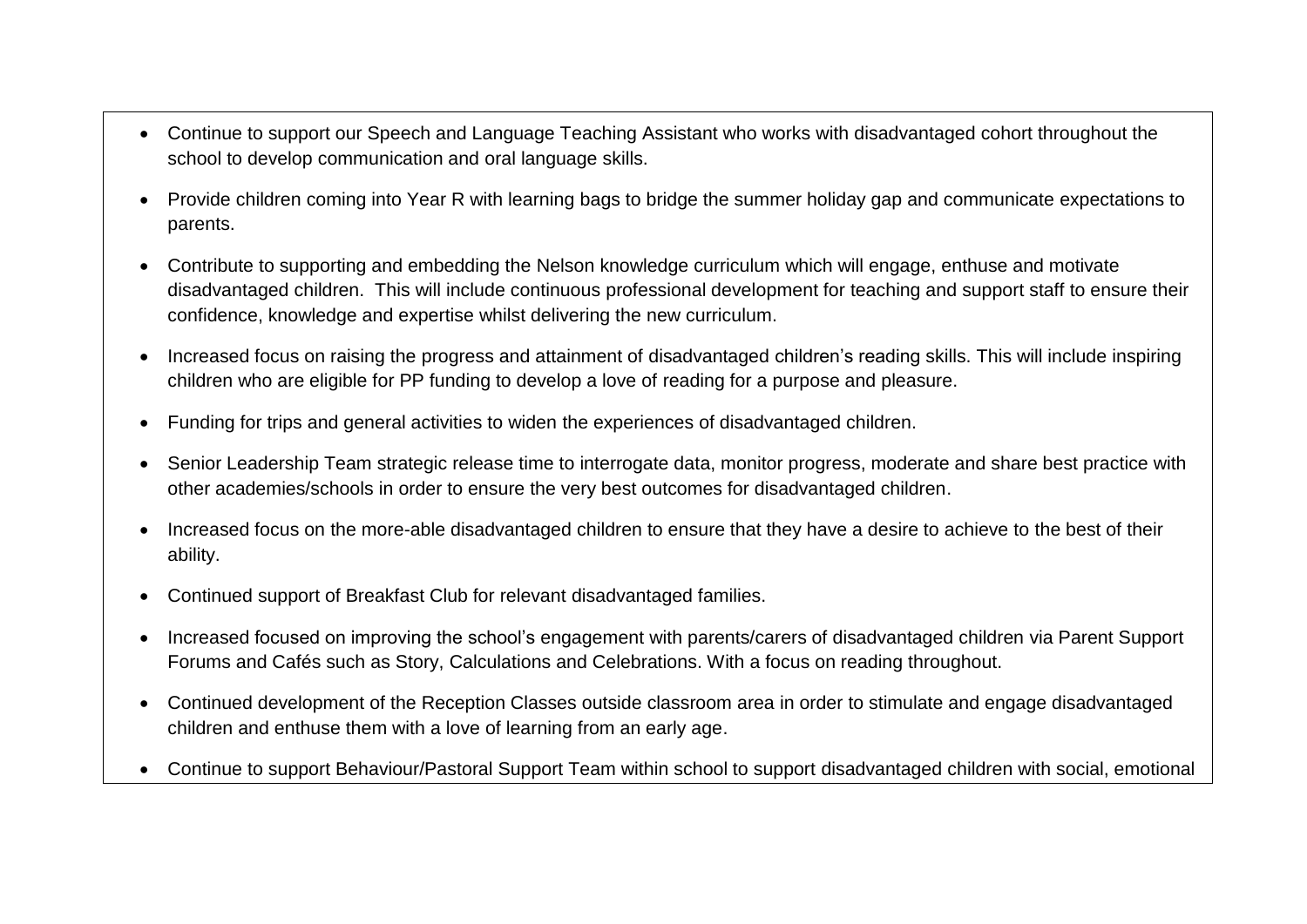- Continue to support our Speech and Language Teaching Assistant who works with disadvantaged cohort throughout the school to develop communication and oral language skills.
- Provide children coming into Year R with learning bags to bridge the summer holiday gap and communicate expectations to parents.
- Contribute to supporting and embedding the Nelson knowledge curriculum which will engage, enthuse and motivate disadvantaged children. This will include continuous professional development for teaching and support staff to ensure their confidence, knowledge and expertise whilst delivering the new curriculum.
- Increased focus on raising the progress and attainment of disadvantaged children's reading skills. This will include inspiring children who are eligible for PP funding to develop a love of reading for a purpose and pleasure.
- Funding for trips and general activities to widen the experiences of disadvantaged children.
- Senior Leadership Team strategic release time to interrogate data, monitor progress, moderate and share best practice with other academies/schools in order to ensure the very best outcomes for disadvantaged children.
- Increased focus on the more-able disadvantaged children to ensure that they have a desire to achieve to the best of their ability.
- Continued support of Breakfast Club for relevant disadvantaged families.
- Increased focused on improving the school's engagement with parents/carers of disadvantaged children via Parent Support Forums and Cafés such as Story, Calculations and Celebrations. With a focus on reading throughout.
- Continued development of the Reception Classes outside classroom area in order to stimulate and engage disadvantaged children and enthuse them with a love of learning from an early age.
- Continue to support Behaviour/Pastoral Support Team within school to support disadvantaged children with social, emotional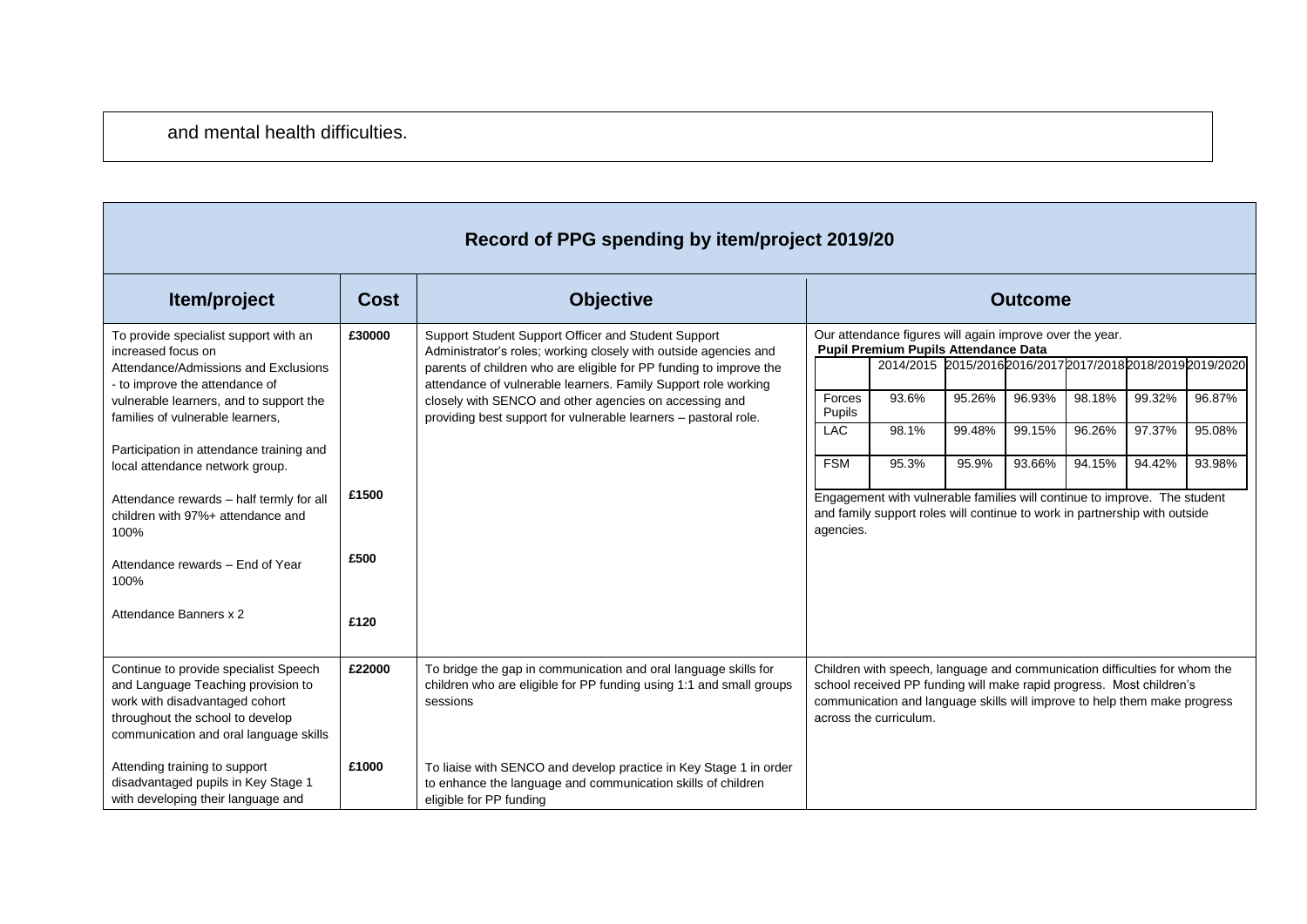and mental health difficulties.

## Record of PPG spending by item/project 2019/20

| Item/project | Cost | Objective | Outcome |
|---|---|---|---|
| To provide specialist support with an increased focus on Attendance/Admissions and Exclusions - to improve the attendance of vulnerable learners, and to support the families of vulnerable learners,<br><br>Participation in attendance training and local attendance network group.<br><br>Attendance rewards – half termly for all children with 97%+ attendance and 100%<br><br>Attendance rewards – End of Year 100%<br><br>Attendance Banners x 2 | £30000<br><br><br><br><br>£1500<br><br>£500<br><br>£120 | Support Student Support Officer and Student Support Administrator's roles; working closely with outside agencies and parents of children who are eligible for PP funding to improve the attendance of vulnerable learners. Family Support role working closely with SENCO and other agencies on accessing and providing best support for vulnerable learners – pastoral role. | Our attendance figures will again improve over the year.<br>**Pupil Premium Pupils Attendance Data**<br>(see table below)<br><br>Engagement with vulnerable families will continue to improve. The student and family support roles will continue to work in partnership with outside agencies. |
| Continue to provide specialist Speech and Language Teaching provision to work with disadvantaged cohort throughout the school to develop communication and oral language skills<br><br>Attending training to support disadvantaged pupils in Key Stage 1 with developing their language and | £22000<br><br><br><br>£1000 | To bridge the gap in communication and oral language skills for children who are eligible for PP funding using 1:1 and small groups sessions<br><br>To liaise with SENCO and develop practice in Key Stage 1 in order to enhance the language and communication skills of children eligible for PP funding | Children with speech, language and communication difficulties for whom the school received PP funding will make rapid progress. Most children's communication and language skills will improve to help them make progress across the curriculum. |

**Pupil Premium Pupils Attendance Data**

| | 2014/2015 | 2015/2016 | 2016/2017 | 2017/2018 | 2018/2019 | 2019/2020 |
|---|---|---|---|---|---|---|
| Forces Pupils | 93.6% | 95.26% | 96.93% | 98.18% | 99.32% | 96.87% |
| LAC | 98.1% | 99.48% | 99.15% | 96.26% | 97.37% | 95.08% |
| FSM | 95.3% | 95.9% | 93.66% | 94.15% | 94.42% | 93.98% |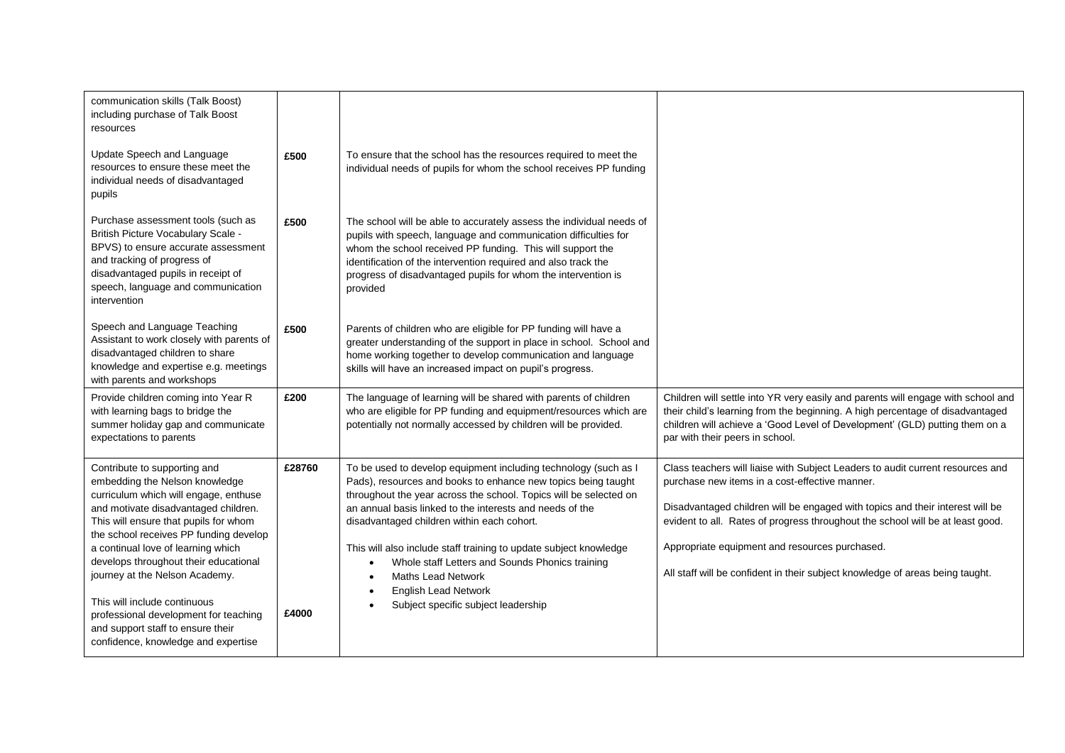| | | | |
|---|---|---|---|
| communication skills (Talk Boost) including purchase of Talk Boost resources | | | |
| Update Speech and Language resources to ensure these meet the individual needs of disadvantaged pupils | **£500** | To ensure that the school has the resources required to meet the individual needs of pupils for whom the school receives PP funding | |
| Purchase assessment tools (such as British Picture Vocabulary Scale - BPVS) to ensure accurate assessment and tracking of progress of disadvantaged pupils in receipt of speech, language and communication intervention | **£500** | The school will be able to accurately assess the individual needs of pupils with speech, language and communication difficulties for whom the school received PP funding. This will support the identification of the intervention required and also track the progress of disadvantaged pupils for whom the intervention is provided | |
| Speech and Language Teaching Assistant to work closely with parents of disadvantaged children to share knowledge and expertise e.g. meetings with parents and workshops | **£500** | Parents of children who are eligible for PP funding will have a greater understanding of the support in place in school. School and home working together to develop communication and language skills will have an increased impact on pupil's progress. | |
| Provide children coming into Year R with learning bags to bridge the summer holiday gap and communicate expectations to parents | **£200** | The language of learning will be shared with parents of children who are eligible for PP funding and equipment/resources which are potentially not normally accessed by children will be provided. | Children will settle into YR very easily and parents will engage with school and their child's learning from the beginning. A high percentage of disadvantaged children will achieve a 'Good Level of Development' (GLD) putting them on a par with their peers in school. |
| Contribute to supporting and embedding the Nelson knowledge curriculum which will engage, enthuse and motivate disadvantaged children. This will ensure that pupils for whom the school receives PP funding develop a continual love of learning which develops throughout their educational journey at the Nelson Academy.<br><br>This will include continuous professional development for teaching and support staff to ensure their confidence, knowledge and expertise | **£28760**<br><br><br><br><br><br><br>**£4000** | To be used to develop equipment including technology (such as I Pads), resources and books to enhance new topics being taught throughout the year across the school. Topics will be selected on an annual basis linked to the interests and needs of the disadvantaged children within each cohort.<br><br>This will also include staff training to update subject knowledge<br>• Whole staff Letters and Sounds Phonics training<br>• Maths Lead Network<br>• English Lead Network<br>• Subject specific subject leadership | Class teachers will liaise with Subject Leaders to audit current resources and purchase new items in a cost-effective manner.<br><br>Disadvantaged children will be engaged with topics and their interest will be evident to all. Rates of progress throughout the school will be at least good.<br><br>Appropriate equipment and resources purchased.<br><br>All staff will be confident in their subject knowledge of areas being taught. |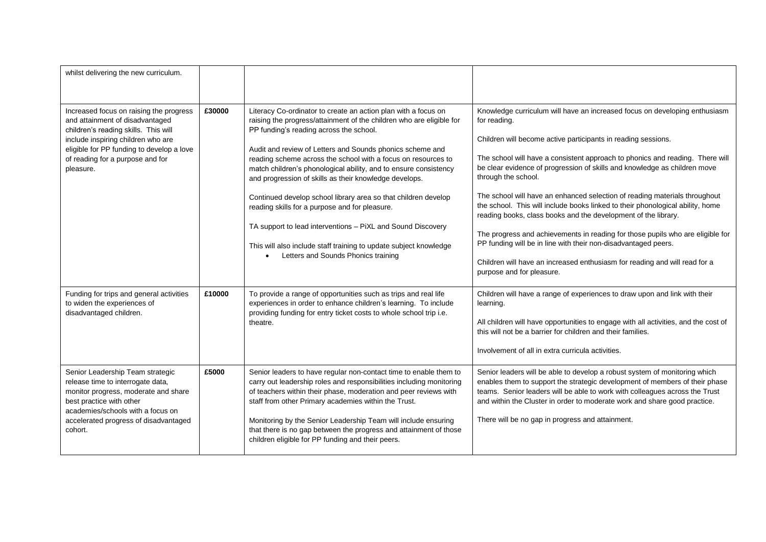| | | | |
|---|---|---|---|
| whilst delivering the new curriculum. | | | |
| Increased focus on raising the progress and attainment of disadvantaged children's reading skills. This will include inspiring children who are eligible for PP funding to develop a love of reading for a purpose and for pleasure. | **£30000** | Literacy Co-ordinator to create an action plan with a focus on raising the progress/attainment of the children who are eligible for PP funding's reading across the school.<br><br>Audit and review of Letters and Sounds phonics scheme and reading scheme across the school with a focus on resources to match children's phonological ability, and to ensure consistency and progression of skills as their knowledge develops.<br><br>Continued develop school library area so that children develop reading skills for a purpose and for pleasure.<br><br>TA support to lead interventions – PiXL and Sound Discovery<br><br>This will also include staff training to update subject knowledge<br>• Letters and Sounds Phonics training | Knowledge curriculum will have an increased focus on developing enthusiasm for reading.<br><br>Children will become active participants in reading sessions.<br><br>The school will have a consistent approach to phonics and reading. There will be clear evidence of progression of skills and knowledge as children move through the school.<br><br>The school will have an enhanced selection of reading materials throughout the school. This will include books linked to their phonological ability, home reading books, class books and the development of the library.<br><br>The progress and achievements in reading for those pupils who are eligible for PP funding will be in line with their non-disadvantaged peers.<br><br>Children will have an increased enthusiasm for reading and will read for a purpose and for pleasure. |
| Funding for trips and general activities to widen the experiences of disadvantaged children. | **£10000** | To provide a range of opportunities such as trips and real life experiences in order to enhance children's learning. To include providing funding for entry ticket costs to whole school trip i.e. theatre. | Children will have a range of experiences to draw upon and link with their learning.<br><br>All children will have opportunities to engage with all activities, and the cost of this will not be a barrier for children and their families.<br><br>Involvement of all in extra curricula activities. |
| Senior Leadership Team strategic release time to interrogate data, monitor progress, moderate and share best practice with other academies/schools with a focus on accelerated progress of disadvantaged cohort. | **£5000** | Senior leaders to have regular non-contact time to enable them to carry out leadership roles and responsibilities including monitoring of teachers within their phase, moderation and peer reviews with staff from other Primary academies within the Trust.<br><br>Monitoring by the Senior Leadership Team will include ensuring that there is no gap between the progress and attainment of those children eligible for PP funding and their peers. | Senior leaders will be able to develop a robust system of monitoring which enables them to support the strategic development of members of their phase teams. Senior leaders will be able to work with colleagues across the Trust and within the Cluster in order to moderate work and share good practice.<br><br>There will be no gap in progress and attainment. |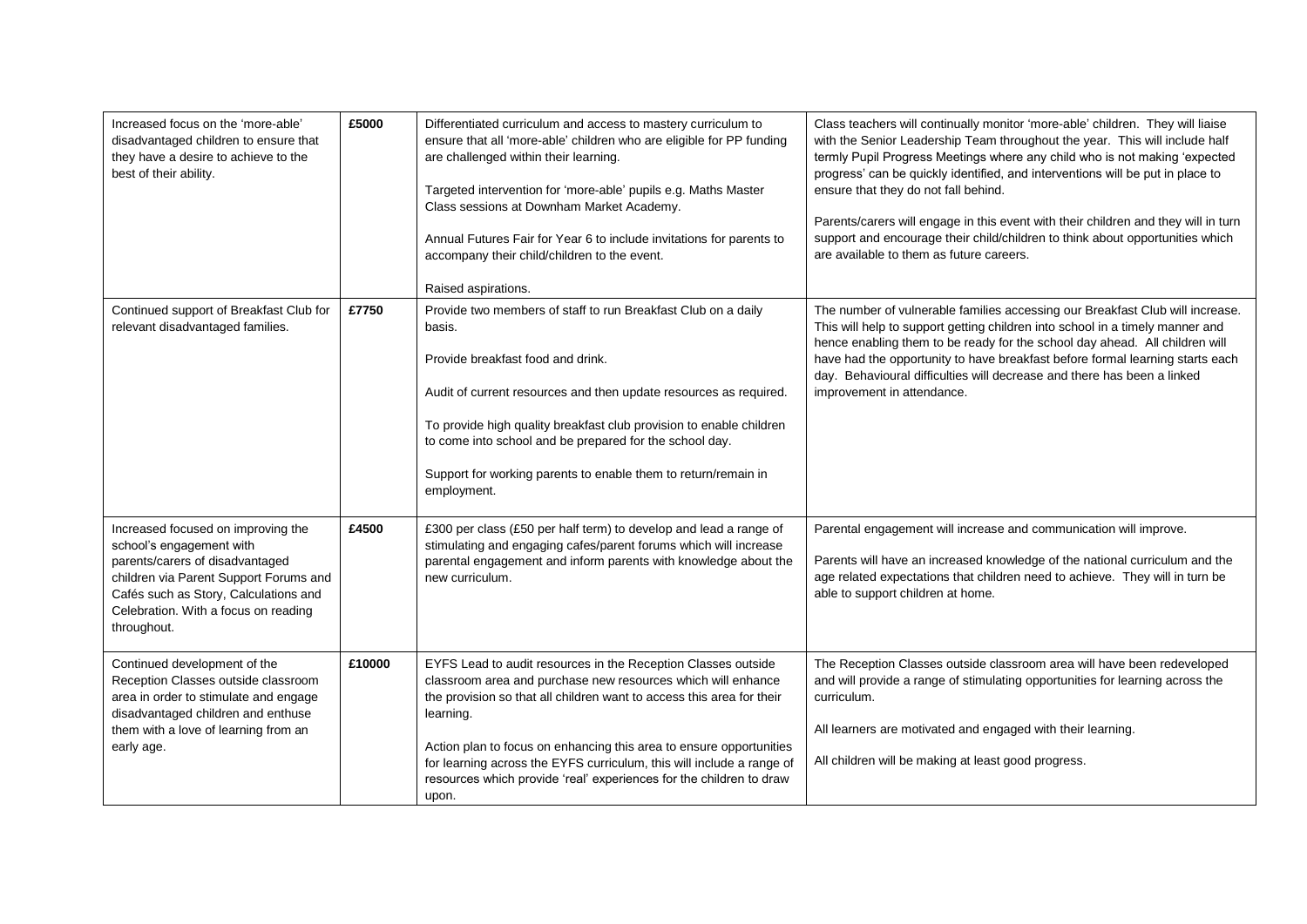| Increased focus on the 'more-able' disadvantaged children to ensure that they have a desire to achieve to the best of their ability. | **£5000** | Differentiated curriculum and access to mastery curriculum to ensure that all 'more-able' children who are eligible for PP funding are challenged within their learning.<br><br>Targeted intervention for 'more-able' pupils e.g. Maths Master Class sessions at Downham Market Academy.<br><br>Annual Futures Fair for Year 6 to include invitations for parents to accompany their child/children to the event.<br><br>Raised aspirations. | Class teachers will continually monitor 'more-able' children. They will liaise with the Senior Leadership Team throughout the year. This will include half termly Pupil Progress Meetings where any child who is not making 'expected progress' can be quickly identified, and interventions will be put in place to ensure that they do not fall behind.<br><br>Parents/carers will engage in this event with their children and they will in turn support and encourage their child/children to think about opportunities which are available to them as future careers. |
|---|---|---|---|
| Continued support of Breakfast Club for relevant disadvantaged families. | **£7750** | Provide two members of staff to run Breakfast Club on a daily basis.<br><br>Provide breakfast food and drink.<br><br>Audit of current resources and then update resources as required.<br><br>To provide high quality breakfast club provision to enable children to come into school and be prepared for the school day.<br><br>Support for working parents to enable them to return/remain in employment. | The number of vulnerable families accessing our Breakfast Club will increase. This will help to support getting children into school in a timely manner and hence enabling them to be ready for the school day ahead. All children will have had the opportunity to have breakfast before formal learning starts each day. Behavioural difficulties will decrease and there has been a linked improvement in attendance. |
| Increased focused on improving the school's engagement with parents/carers of disadvantaged children via Parent Support Forums and Cafés such as Story, Calculations and Celebration. With a focus on reading throughout. | **£4500** | £300 per class (£50 per half term) to develop and lead a range of stimulating and engaging cafes/parent forums which will increase parental engagement and inform parents with knowledge about the new curriculum. | Parental engagement will increase and communication will improve.<br><br>Parents will have an increased knowledge of the national curriculum and the age related expectations that children need to achieve. They will in turn be able to support children at home. |
| Continued development of the Reception Classes outside classroom area in order to stimulate and engage disadvantaged children and enthuse them with a love of learning from an early age. | **£10000** | EYFS Lead to audit resources in the Reception Classes outside classroom area and purchase new resources which will enhance the provision so that all children want to access this area for their learning.<br><br>Action plan to focus on enhancing this area to ensure opportunities for learning across the EYFS curriculum, this will include a range of resources which provide 'real' experiences for the children to draw upon. | The Reception Classes outside classroom area will have been redeveloped and will provide a range of stimulating opportunities for learning across the curriculum.<br><br>All learners are motivated and engaged with their learning.<br><br>All children will be making at least good progress. |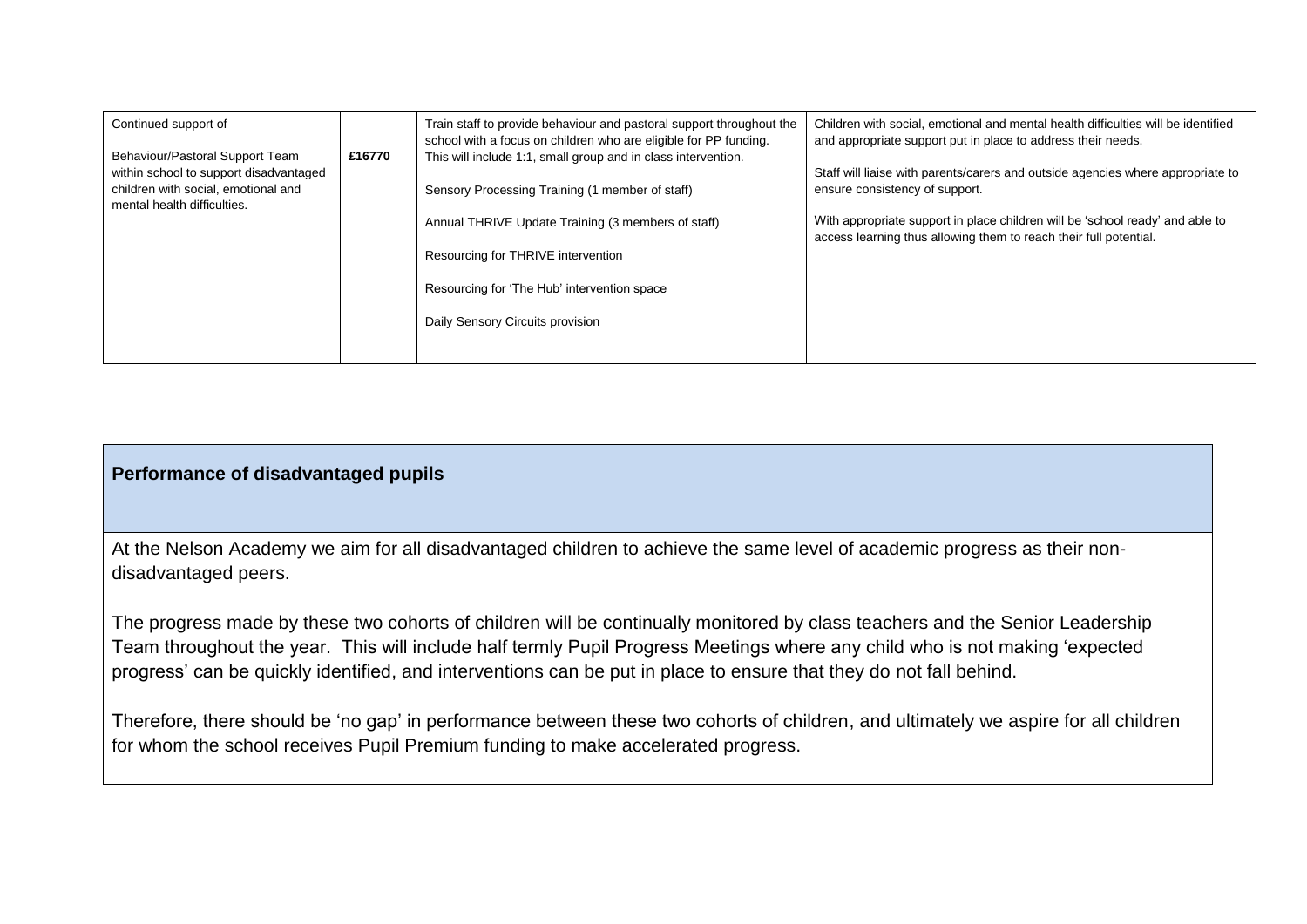| | | | |
|---|---|---|---|
| Continued support of<br><br>Behaviour/Pastoral Support Team within school to support disadvantaged children with social, emotional and mental health difficulties. | £16770 | Train staff to provide behaviour and pastoral support throughout the school with a focus on children who are eligible for PP funding. This will include 1:1, small group and in class intervention.<br><br>Sensory Processing Training (1 member of staff)<br><br>Annual THRIVE Update Training (3 members of staff)<br><br>Resourcing for THRIVE intervention<br><br>Resourcing for 'The Hub' intervention space<br><br>Daily Sensory Circuits provision | Children with social, emotional and mental health difficulties will be identified and appropriate support put in place to address their needs.<br><br>Staff will liaise with parents/carers and outside agencies where appropriate to ensure consistency of support.<br><br>With appropriate support in place children will be 'school ready' and able to access learning thus allowing them to reach their full potential. |

## Performance of disadvantaged pupils

At the Nelson Academy we aim for all disadvantaged children to achieve the same level of academic progress as their non-disadvantaged peers.

The progress made by these two cohorts of children will be continually monitored by class teachers and the Senior Leadership Team throughout the year. This will include half termly Pupil Progress Meetings where any child who is not making 'expected progress' can be quickly identified, and interventions can be put in place to ensure that they do not fall behind.

Therefore, there should be 'no gap' in performance between these two cohorts of children, and ultimately we aspire for all children for whom the school receives Pupil Premium funding to make accelerated progress.